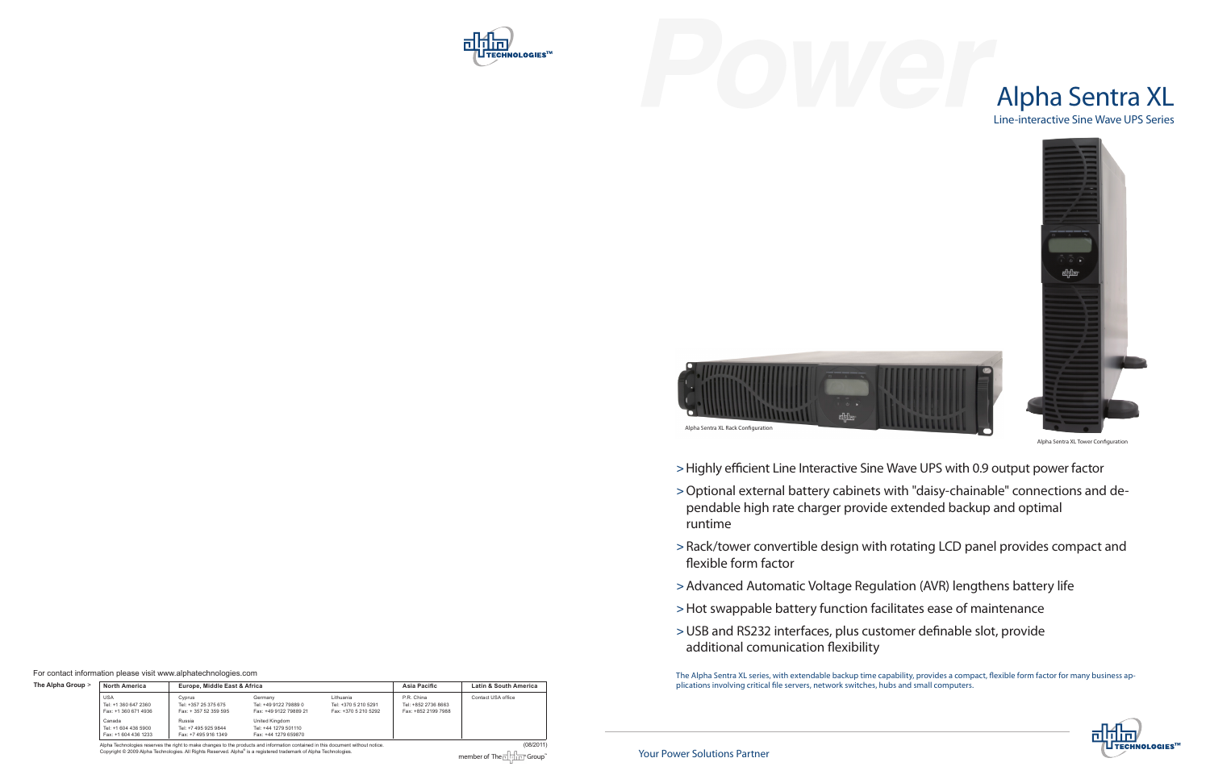# Alpha Sentra XL

## Line-interactive Sine Wave UPS Series

Alpha Sentra XL Rack Configuration

Alpha Sentra XL Tower Configuration

- > Highly efficient Line Interactive Sine Wave UPS with 0.9 output power factor
- > Optional external battery cabinets with "daisy-chainable" connections and dependable high rate charger provide extended backup and optimal runtime
- > Rack/tower convertible design with rotating LCD panel provides compact and flexible form factor
- > Advanced Automatic Voltage Regulation (AVR) lengthens battery life
- > Hot swappable battery function facilitates ease of maintenance
- > USB and RS232 interfaces, plus customer definable slot, provide additional comunication flexibility

The Alpha Sentra XL series, with extendable backup time capability, provides a compact, flexible form factor for many business applications involving critical file servers, network switches, hubs and small computers.

Your Power Solutions Partner

For contact information please visit www.alphatechnologies.com

**The Alpha Group >**

| North America | Europe, Middle East & Africa | | | Asia Pacific | Latin & South America |
|---|---|---|---|---|---|
| USA<br>Tel: +1 360 647 2360<br>Fax: +1 360 671 4936 | Cyprus<br>Tel: +357 25 375 675<br>Fax: + 357 52 359 595 | Germany<br>Tel: +49 9122 79889 0<br>Fax: +49 9122 79889 21 | Lithuania<br>Tel: +370 5 210 5291<br>Fax: +370 5 210 5292 | P.R. China<br>Tel: +852 2736 8663<br>Fax: +852 2199 7988 | Contact USA office |
| Canada<br>Tel: +1 604 436 5900<br>Fax: +1 604 436 1233 | Russia<br>Tel: +7 495 925 9844<br>Fax: +7 495 916 1349 | United Kingdom<br>Tel: +44 1279 501110<br>Fax: +44 1279 659870 | | | |

Alpha Technologies reserves the right to make changes to the products and information contained in this document without notice.
Copyright © 2009 Alpha Technologies. All Rights Reserved. Alpha® is a registered trademark of Alpha Technologies.

(08/2011)

member of The Alpha Group™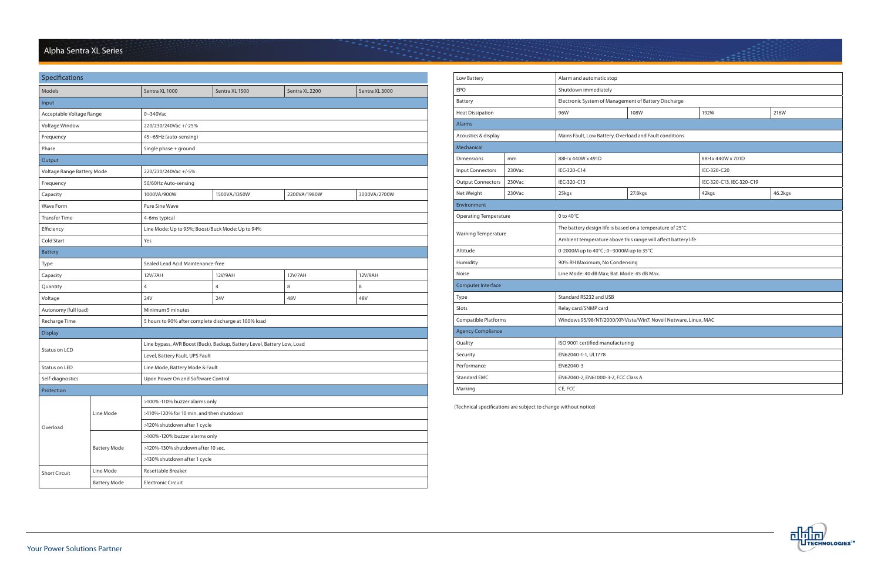# Alpha Sentra XL Series

## Specifications

| Models | | Sentra XL 1000 | Sentra XL 1500 | Sentra XL 2200 | Sentra XL 3000 |
|---|---|---|---|---|---|
| **Input** | | | | | |
| Acceptable Voltage Range | | 0~340Vac | | | |
| Voltage Window | | 220/230/240Vac +/-25% | | | |
| Frequency | | 45~65Hz (auto-sensing) | | | |
| Phase | | Single phase + ground | | | |
| **Output** | | | | | |
| Voltage Range Battery Mode | | 220/230/240Vac +/-5% | | | |
| Frequency | | 50/60Hz Auto-sensing | | | |
| Capacity | | 1000VA/900W | 1500VA/1350W | 2200VA/1980W | 3000VA/2700W |
| Wave Form | | Pure Sine Wave | | | |
| Transfer Time | | 4-6ms typical | | | |
| Efficiency | | Line Mode: Up to 95%; Boost/Buck Mode: Up to 94% | | | |
| Cold Start | | Yes | | | |
| **Battery** | | | | | |
| Type | | Sealed Lead Acid Maintenance-free | | | |
| Capacity | | 12V/7AH | 12V/9AH | 12V/7AH | 12V/9AH |
| Quantity | | 4 | 4 | 8 | 8 |
| Voltage | | 24V | 24V | 48V | 48V |
| Autonomy (full load) | | Minimum 5 minutes | | | |
| Recharge Time | | 5 hours to 90% after complete discharge at 100% load | | | |
| **Display** | | | | | |
| Status on LCD | | Line bypass, AVR Boost (Buck), Backup, Battery Level, Battery Low, Load | | | |
| | | Level, Battery Fault, UPS Fault | | | |
| Status on LED | | Line Mode, Battery Mode & Fault | | | |
| Self-diagnostics | | Upon Power On and Software Control | | | |
| **Protection** | | | | | |
| Overload | Line Mode | >100%-110% buzzer alarms only | | | |
| | | >110%-120% for 10 min. and then shutdown | | | |
| | | >120% shutdown after 1 cycle | | | |
| | Battery Mode | >100%-120% buzzer alarms only | | | |
| | | >120%-130% shutdown after 10 sec. | | | |
| | | >130% shutdown after 1 cycle | | | |
| Short Circuit | Line Mode | Resettable Breaker | | | |
| | Battery Mode | Electronic Circuit | | | |

| | | | | | |
|---|---|---|---|---|---|
| Low Battery | | Alarm and automatic stop | | | |
| EPO | | Shutdown immediately | | | |
| Battery | | Electronic System of Management of Battery Discharge | | | |
| Heat Dissipation | | 96W | 108W | 192W | 216W |
| **Alarms** | | | | | |
| Acoustics & display | | Mains Fault, Low Battery, Overload and Fault conditions | | | |
| **Mechanical** | | | | | |
| Dimensions | mm | 88H x 440W x 491D | | 88H x 440W x 701D | |
| Input Connectors | 230Vac | IEC-320-C14 | | IEC-320-C20 | |
| Output Connectors | 230Vac | IEC-320-C13 | | IEC-320-C13, IEC-320-C19 | |
| Net Weight | 230Vac | 25kgs | 27.8kgs | 42kgs | 46.2kgs |
| **Environment** | | | | | |
| Operating Temperature | | 0 to 40°C | | | |
| Warning Temperature | | The battery design life is based on a temperature of 25°C | | | |
| | | Ambient temperature above this range will affect battery life | | | |
| Altitude | | 0-2000M up to 40°C ; 0~3000M up to 35°C | | | |
| Humidity | | 90% RH Maximum, No Condensing | | | |
| Noise | | Line Mode: 40 dB Max; Bat. Mode: 45 dB Max. | | | |
| **Computer Interface** | | | | | |
| Type | | Standard RS232 and USB | | | |
| Slots | | Relay card/SNMP card | | | |
| Compatible Platforms | | Windows 95/98/NT/2000/XP/Vista/Win7, Novell Netware, Linux, MAC | | | |
| **Agency Compliance** | | | | | |
| Quality | | ISO 9001 certified manufacturing | | | |
| Security | | EN62040-1-1, UL1778 | | | |
| Performance | | EN62040-3 | | | |
| Standard EMC | | EN62040-2, EN61000-3-2, FCC Class A | | | |
| Marking | | CE, FCC | | | |

(Technical specifications are subject to change without notice)

Your Power Solutions Partner